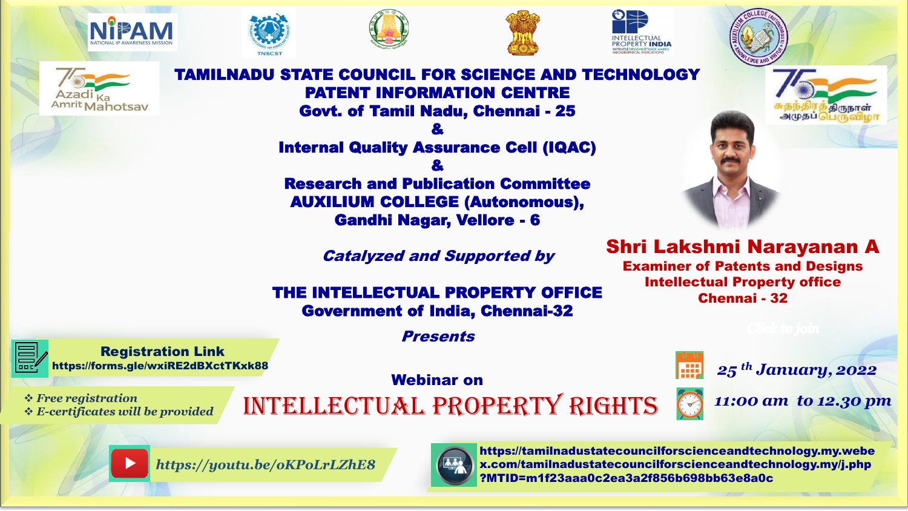NIPAM
NATIONAL IP AWARENESS MISSION

TNSCST

INTELLECTUAL PROPERTY INDIA
PATENTS | DESIGNS | TRADE MARKS
GEOGRAPHICAL INDICATIONS

Azadi Ka Amrit Mahotsav

சுதந்திரத் திருநாள் அமுதப் பெருவிழா

# TAMILNADU STATE COUNCIL FOR SCIENCE AND TECHNOLOGY

## PATENT INFORMATION CENTRE

**Govt. of Tamil Nadu, Chennai - 25**

**&**

**Internal Quality Assurance Cell (IQAC)**

**&**

**Research and Publication Committee**

**AUXILIUM COLLEGE (Autonomous),**

**Gandhi Nagar, Vellore - 6**

***Catalyzed and Supported by***

**THE INTELLECTUAL PROPERTY OFFICE**

**Government of India, Chennai-32**

***Presents***

**Webinar on**

# INTELLECTUAL PROPERTY RIGHTS

**Shri Lakshmi Narayanan A**

**Examiner of Patents and Designs**

**Intellectual Property office**

**Chennai - 32**

Click to join

*25 th January, 2022*

*11:00 am to 12.30 pm*

**Registration Link**

**https://forms.gle/wxiRE2dBXctTKxk88**

- *Free registration*
- *E-certificates will be provided*

*https://youtu.be/oKPoLrLZhE8*

**https://tamilnadustatecouncilforscienceandtechnology.my.webex.com/tamilnadustatecouncilforscienceandtechnology.my/j.php?MTID=m1f23aaa0c2ea3a2f856b698bb63e8a0c**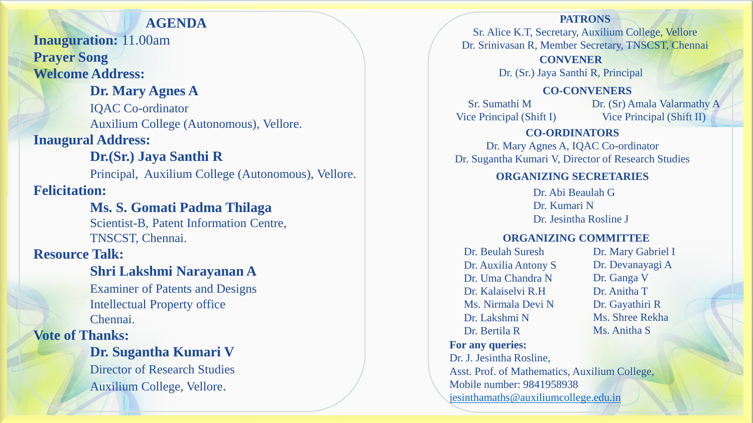## AGENDA

**Inauguration:** 11.00am

**Prayer Song**

**Welcome Address:**

**Dr. Mary Agnes A**
IQAC Co-ordinator
Auxilium College (Autonomous), Vellore.

**Inaugural Address:**

**Dr.(Sr.) Jaya Santhi R**
Principal, Auxilium College (Autonomous), Vellore.

**Felicitation:**

**Ms. S. Gomati Padma Thilaga**
Scientist-B, Patent Information Centre,
TNSCST, Chennai.

**Resource Talk:**

**Shri Lakshmi Narayanan A**
Examiner of Patents and Designs
Intellectual Property office
Chennai.

**Vote of Thanks:**

**Dr. Sugantha Kumari V**
Director of Research Studies
Auxilium College, Vellore.

## PATRONS

Sr. Alice K.T, Secretary, Auxilium College, Vellore
Dr. Srinivasan R, Member Secretary, TNSCST, Chennai

## CONVENER

Dr. (Sr.) Jaya Santhi R, Principal

## CO-CONVENERS

Sr. Sumathi M
Vice Principal (Shift I)

Dr. (Sr) Amala Valarmathy A
Vice Principal (Shift II)

## CO-ORDINATORS

Dr. Mary Agnes A, IQAC Co-ordinator
Dr. Sugantha Kumari V, Director of Research Studies

## ORGANIZING SECRETARIES

Dr. Abi Beaulah G
Dr. Kumari N
Dr. Jesintha Rosline J

## ORGANIZING COMMITTEE

- Dr. Beulah Suresh
- Dr. Auxilia Antony S
- Dr. Uma Chandra N
- Dr. Kalaiselvi R.H
- Ms. Nirmala Devi N
- Dr. Lakshmi N
- Dr. Bertila R
- Dr. Mary Gabriel I
- Dr. Devanayagi A
- Dr. Ganga V
- Dr. Anitha T
- Dr. Gayathiri R
- Ms. Shree Rekha
- Ms. Anitha S

**For any queries:**
Dr. J. Jesintha Rosline,
Asst. Prof. of Mathematics, Auxilium College,
Mobile number: 9841958938
jesinthamaths@auxiliumcollege.edu.in